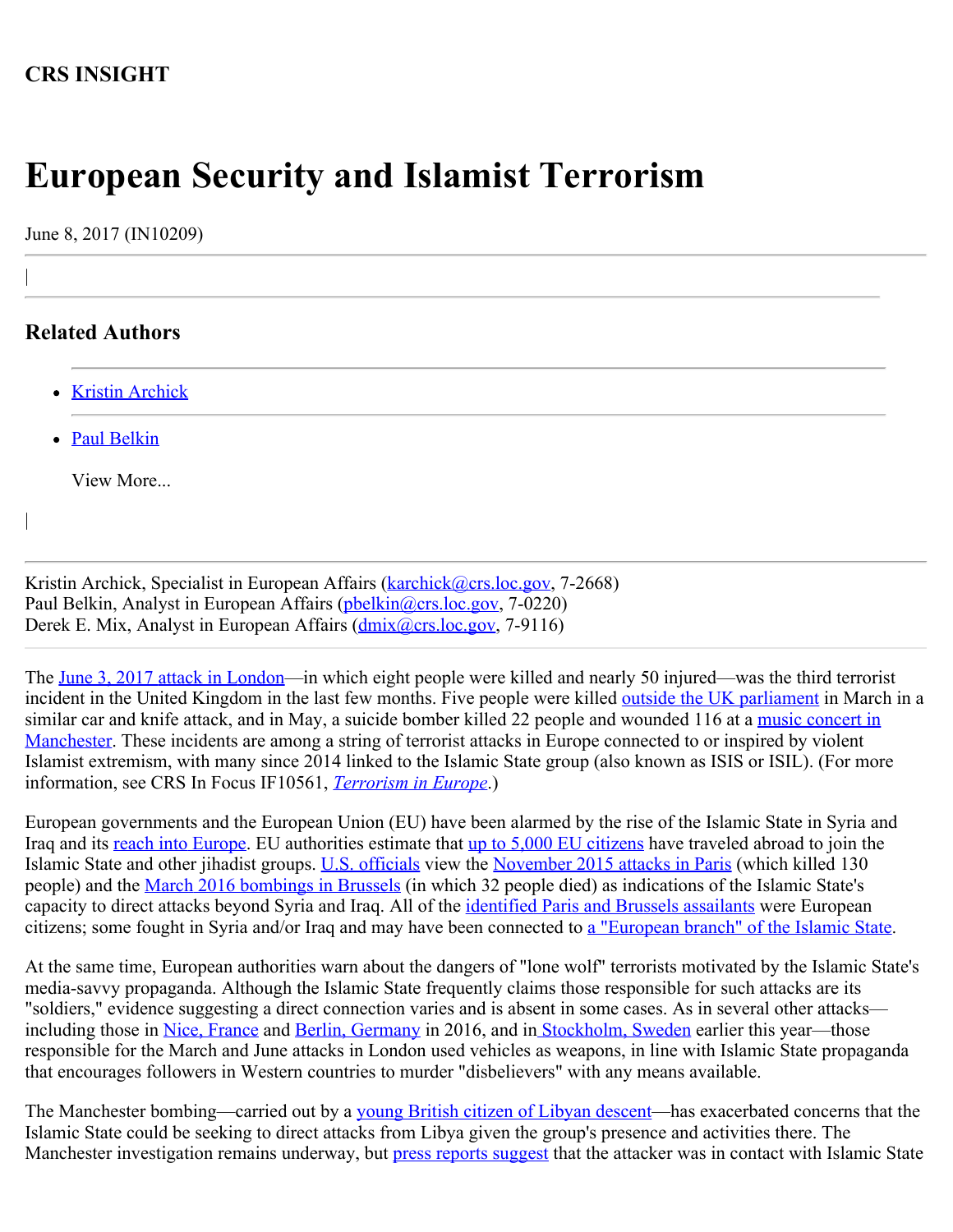**CRS INSIGHT**

# European Security and Islamist Terrorism

June 8, 2017 (IN10209)

## Related Authors

- Kristin Archick
- Paul Belkin

View More...

Kristin Archick, Specialist in European Affairs (karchick@crs.loc.gov, 7-2668)
Paul Belkin, Analyst in European Affairs (pbelkin@crs.loc.gov, 7-0220)
Derek E. Mix, Analyst in European Affairs (dmix@crs.loc.gov, 7-9116)

The June 3, 2017 attack in London—in which eight people were killed and nearly 50 injured—was the third terrorist incident in the United Kingdom in the last few months. Five people were killed outside the UK parliament in March in a similar car and knife attack, and in May, a suicide bomber killed 22 people and wounded 116 at a music concert in Manchester. These incidents are among a string of terrorist attacks in Europe connected to or inspired by violent Islamist extremism, with many since 2014 linked to the Islamic State group (also known as ISIS or ISIL). (For more information, see CRS In Focus IF10561, *Terrorism in Europe*.)

European governments and the European Union (EU) have been alarmed by the rise of the Islamic State in Syria and Iraq and its reach into Europe. EU authorities estimate that up to 5,000 EU citizens have traveled abroad to join the Islamic State and other jihadist groups. U.S. officials view the November 2015 attacks in Paris (which killed 130 people) and the March 2016 bombings in Brussels (in which 32 people died) as indications of the Islamic State's capacity to direct attacks beyond Syria and Iraq. All of the identified Paris and Brussels assailants were European citizens; some fought in Syria and/or Iraq and may have been connected to a "European branch" of the Islamic State.

At the same time, European authorities warn about the dangers of "lone wolf" terrorists motivated by the Islamic State's media-savvy propaganda. Although the Islamic State frequently claims those responsible for such attacks are its "soldiers," evidence suggesting a direct connection varies and is absent in some cases. As in several other attacks—including those in Nice, France and Berlin, Germany in 2016, and in Stockholm, Sweden earlier this year—those responsible for the March and June attacks in London used vehicles as weapons, in line with Islamic State propaganda that encourages followers in Western countries to murder "disbelievers" with any means available.

The Manchester bombing—carried out by a young British citizen of Libyan descent—has exacerbated concerns that the Islamic State could be seeking to direct attacks from Libya given the group's presence and activities there. The Manchester investigation remains underway, but press reports suggest that the attacker was in contact with Islamic State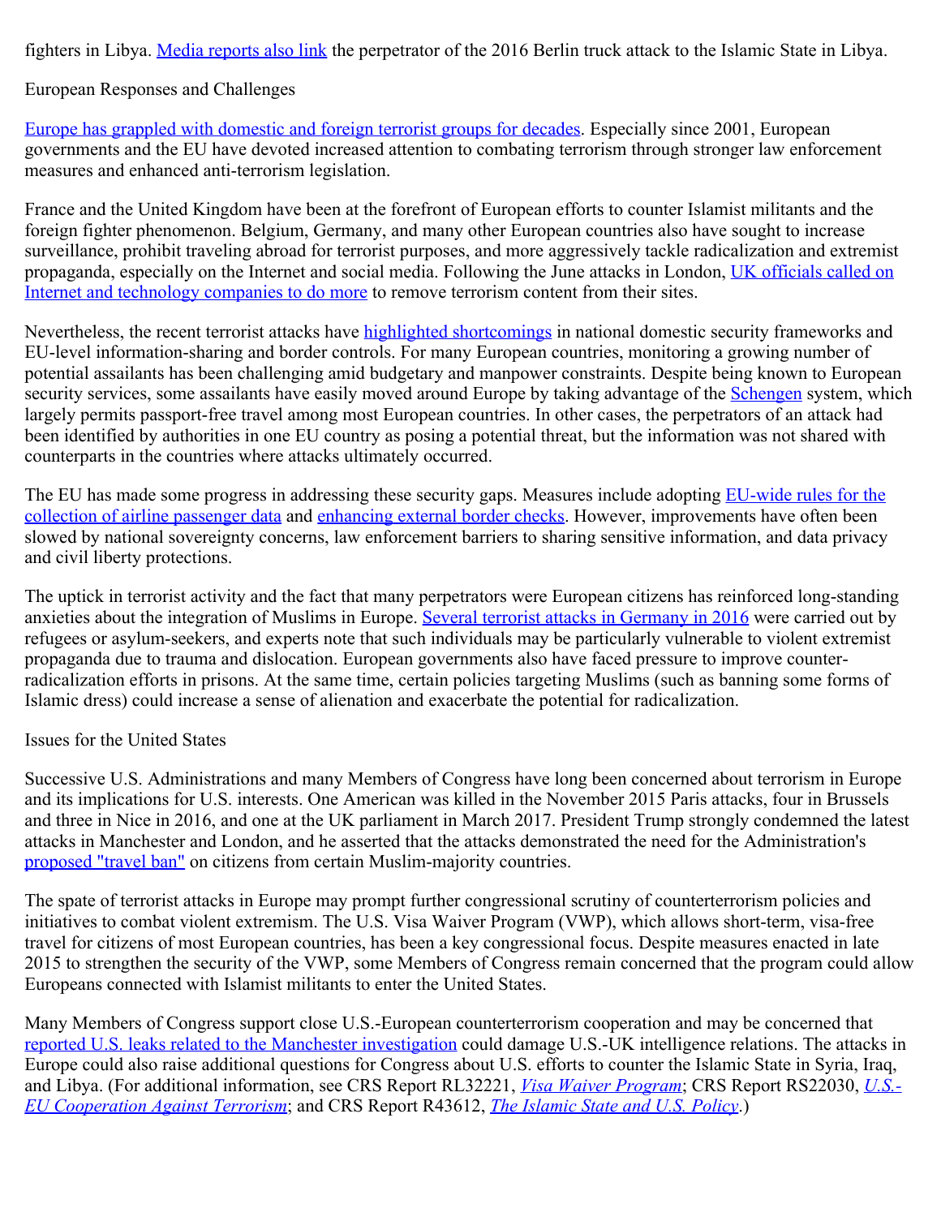fighters in Libya. Media reports also link the perpetrator of the 2016 Berlin truck attack to the Islamic State in Libya.

## European Responses and Challenges

Europe has grappled with domestic and foreign terrorist groups for decades. Especially since 2001, European governments and the EU have devoted increased attention to combating terrorism through stronger law enforcement measures and enhanced anti-terrorism legislation.

France and the United Kingdom have been at the forefront of European efforts to counter Islamist militants and the foreign fighter phenomenon. Belgium, Germany, and many other European countries also have sought to increase surveillance, prohibit traveling abroad for terrorist purposes, and more aggressively tackle radicalization and extremist propaganda, especially on the Internet and social media. Following the June attacks in London, UK officials called on Internet and technology companies to do more to remove terrorism content from their sites.

Nevertheless, the recent terrorist attacks have highlighted shortcomings in national domestic security frameworks and EU-level information-sharing and border controls. For many European countries, monitoring a growing number of potential assailants has been challenging amid budgetary and manpower constraints. Despite being known to European security services, some assailants have easily moved around Europe by taking advantage of the Schengen system, which largely permits passport-free travel among most European countries. In other cases, the perpetrators of an attack had been identified by authorities in one EU country as posing a potential threat, but the information was not shared with counterparts in the countries where attacks ultimately occurred.

The EU has made some progress in addressing these security gaps. Measures include adopting EU-wide rules for the collection of airline passenger data and enhancing external border checks. However, improvements have often been slowed by national sovereignty concerns, law enforcement barriers to sharing sensitive information, and data privacy and civil liberty protections.

The uptick in terrorist activity and the fact that many perpetrators were European citizens has reinforced long-standing anxieties about the integration of Muslims in Europe. Several terrorist attacks in Germany in 2016 were carried out by refugees or asylum-seekers, and experts note that such individuals may be particularly vulnerable to violent extremist propaganda due to trauma and dislocation. European governments also have faced pressure to improve counter-radicalization efforts in prisons. At the same time, certain policies targeting Muslims (such as banning some forms of Islamic dress) could increase a sense of alienation and exacerbate the potential for radicalization.

## Issues for the United States

Successive U.S. Administrations and many Members of Congress have long been concerned about terrorism in Europe and its implications for U.S. interests. One American was killed in the November 2015 Paris attacks, four in Brussels and three in Nice in 2016, and one at the UK parliament in March 2017. President Trump strongly condemned the latest attacks in Manchester and London, and he asserted that the attacks demonstrated the need for the Administration's proposed "travel ban" on citizens from certain Muslim-majority countries.

The spate of terrorist attacks in Europe may prompt further congressional scrutiny of counterterrorism policies and initiatives to combat violent extremism. The U.S. Visa Waiver Program (VWP), which allows short-term, visa-free travel for citizens of most European countries, has been a key congressional focus. Despite measures enacted in late 2015 to strengthen the security of the VWP, some Members of Congress remain concerned that the program could allow Europeans connected with Islamist militants to enter the United States.

Many Members of Congress support close U.S.-European counterterrorism cooperation and may be concerned that reported U.S. leaks related to the Manchester investigation could damage U.S.-UK intelligence relations. The attacks in Europe could also raise additional questions for Congress about U.S. efforts to counter the Islamic State in Syria, Iraq, and Libya. (For additional information, see CRS Report RL32221, *Visa Waiver Program*; CRS Report RS22030, *U.S.-EU Cooperation Against Terrorism*; and CRS Report R43612, *The Islamic State and U.S. Policy*.)